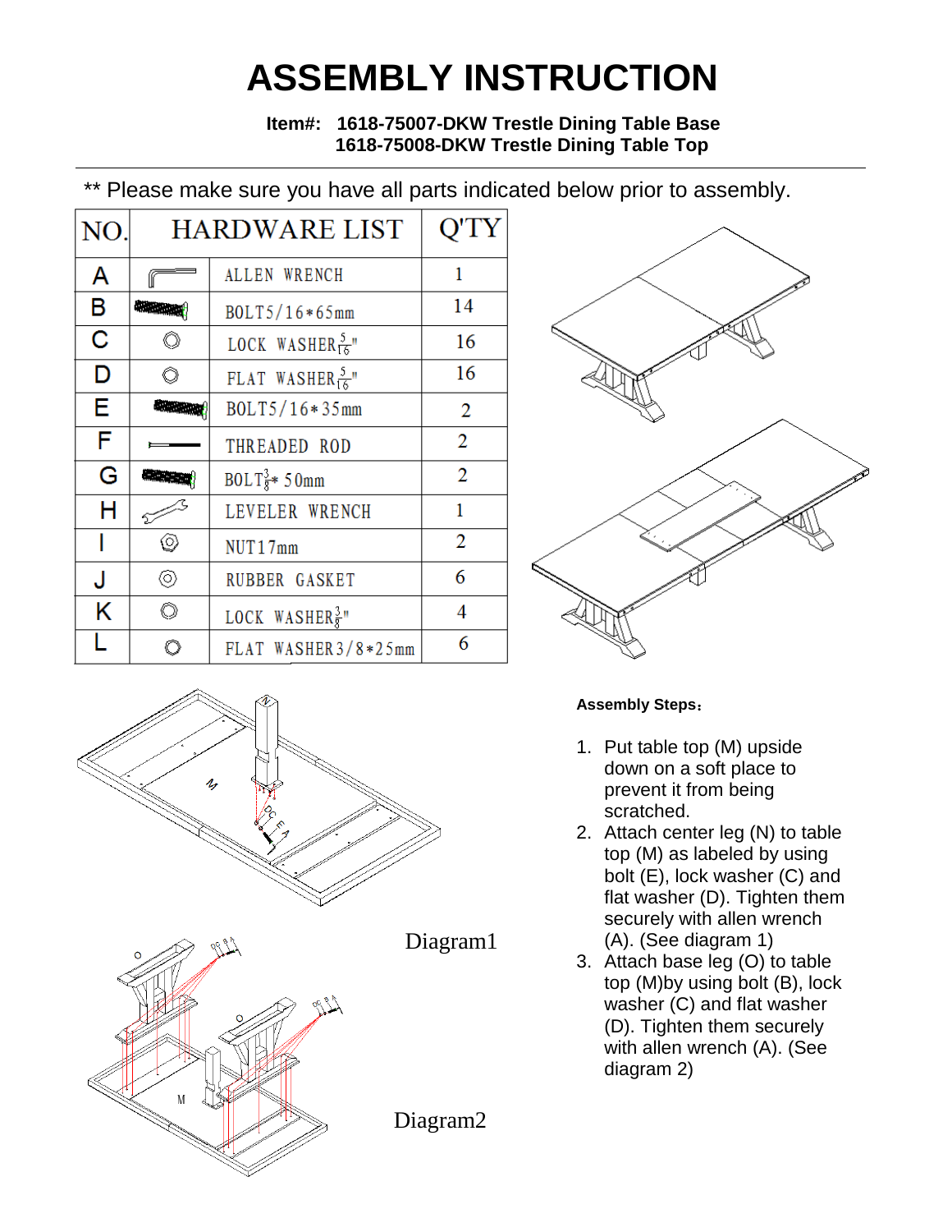# ASSEMBLY INSTRUCTION

**Item#: 1618-75007-DKW Trestle Dining Table Base**
**1618-75008-DKW Trestle Dining Table Top**

** Please make sure you have all parts indicated below prior to assembly.

| NO. | HARDWARE LIST | | Q'TY |
|---|---|---|---|
| A | | ALLEN WRENCH | 1 |
| B | | BOLT5/16*65mm | 14 |
| C | | LOCK WASHER$\frac{5}{16}$" | 16 |
| D | | FLAT WASHER$\frac{5}{16}$" | 16 |
| E | | BOLT5/16*35mm | 2 |
| F | | THREADED ROD | 2 |
| G | | BOLT$\frac{3}{8}$* 50mm | 2 |
| H | | LEVELER WRENCH | 1 |
| I | | NUT17mm | 2 |
| J | | RUBBER GASKET | 6 |
| K | | LOCK WASHER$\frac{3}{8}$" | 4 |
| L | | FLAT WASHER3/8*25mm | 6 |

Diagram1

Diagram2

**Assembly Steps:**

1. Put table top (M) upside down on a soft place to prevent it from being scratched.
2. Attach center leg (N) to table top (M) as labeled by using bolt (E), lock washer (C) and flat washer (D). Tighten them securely with allen wrench (A). (See diagram 1)
3. Attach base leg (O) to table top (M)by using bolt (B), lock washer (C) and flat washer (D). Tighten them securely with allen wrench (A). (See diagram 2)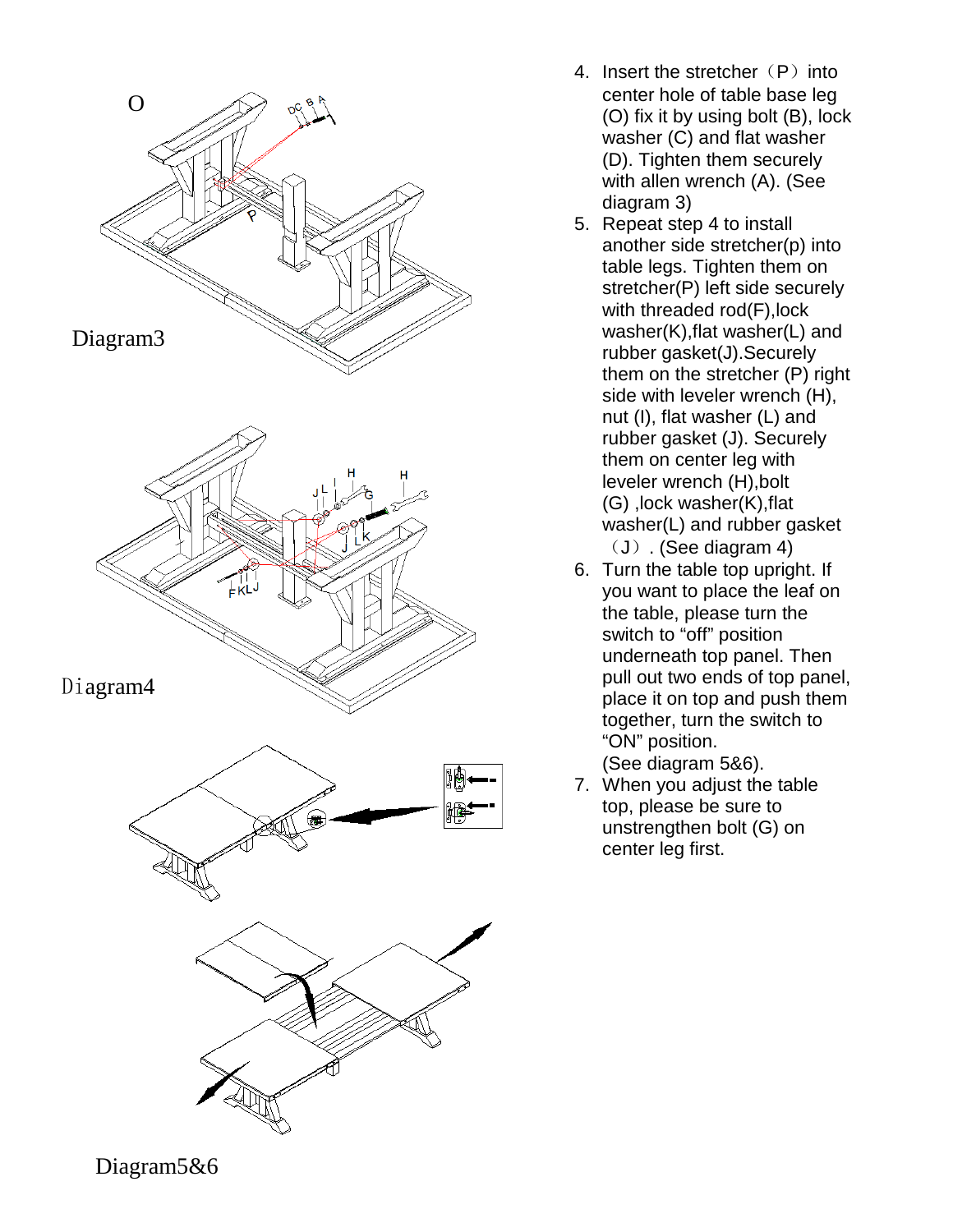4. Insert the stretcher（P）into center hole of table base leg (O) fix it by using bolt (B), lock washer (C) and flat washer (D). Tighten them securely with allen wrench (A). (See diagram 3)
5. Repeat step 4 to install another side stretcher(p) into table legs. Tighten them on stretcher(P) left side securely with threaded rod(F),lock washer(K),flat washer(L) and rubber gasket(J).Securely them on the stretcher (P) right side with leveler wrench (H), nut (I), flat washer (L) and rubber gasket (J). Securely them on center leg with leveler wrench (H),bolt (G) ,lock washer(K),flat washer(L) and rubber gasket （J）. (See diagram 4)
6. Turn the table top upright. If you want to place the leaf on the table, please turn the switch to “off” position underneath top panel. Then pull out two ends of top panel, place it on top and push them together, turn the switch to “ON” position.
   (See diagram 5&6).
7. When you adjust the table top, please be sure to unstrengthen bolt (G) on center leg first.

O

Diagram3

Diagram4

Diagram5&6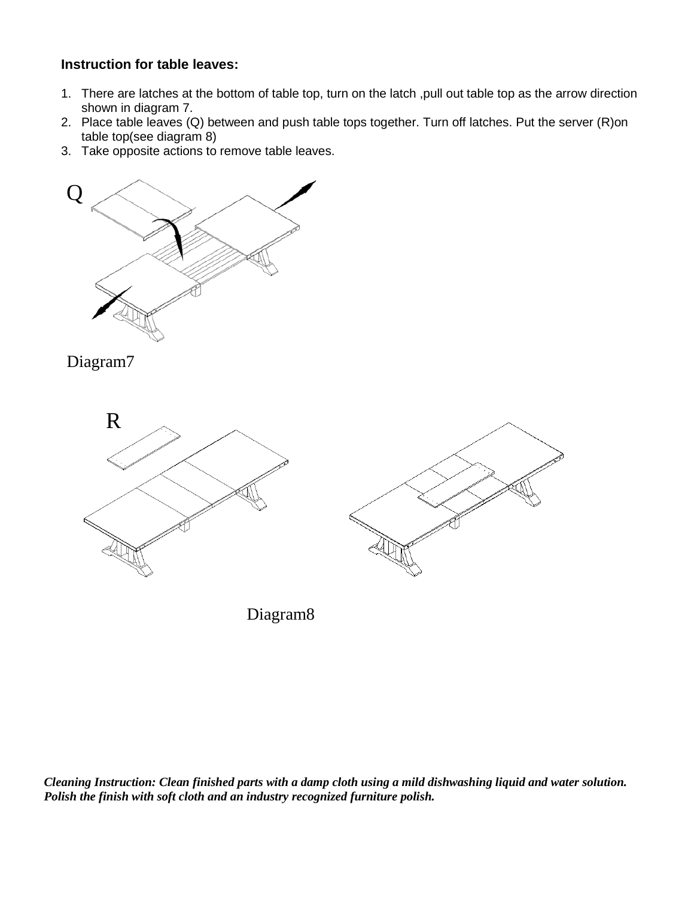**Instruction for table leaves:**

1. There are latches at the bottom of table top, turn on the latch ,pull out table top as the arrow direction shown in diagram 7.
2. Place table leaves (Q) between and push table tops together. Turn off latches. Put the server (R)on table top(see diagram 8)
3. Take opposite actions to remove table leaves.

Q

Diagram7

R

Diagram8

***Cleaning Instruction: Clean finished parts with a damp cloth using a mild dishwashing liquid and water solution. Polish the finish with soft cloth and an industry recognized furniture polish.***